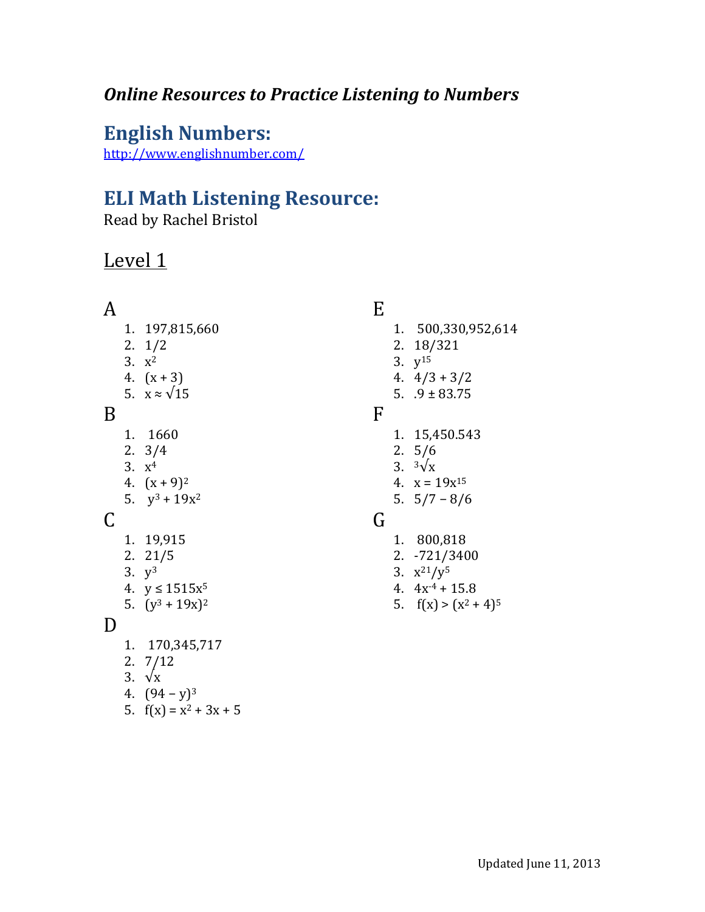*Online Resources to Practice Listening to Numbers*

## English Numbers:

http://www.englishnumber.com/

## ELI Math Listening Resource:

Read by Rachel Bristol

### Level 1

A

1. 197,815,660
2. 1/2
3. $x^2$
4. $(x + 3)$
5. $x \approx \sqrt{15}$

B

1. 1660
2. 3/4
3. $x^4$
4. $(x + 9)^2$
5. $y^3 + 19x^2$

C

1. 19,915
2. 21/5
3. $y^3$
4. $y \leq 1515x^5$
5. $(y^3 + 19x)^2$

D

1. 170,345,717
2. 7/12
3. $\sqrt{x}$
4. $(94 - y)^3$
5. $f(x) = x^2 + 3x + 5$

E

1. 500,330,952,614
2. 18/321
3. $y^{15}$
4. $4/3 + 3/2$
5. $.9 \pm 83.75$

F

1. 15,450.543
2. 5/6
3. $\sqrt[3]{x}$
4. $x = 19x^{15}$
5. $5/7 - 8/6$

G

1. 800,818
2. -721/3400
3. $x^{21}/y^5$
4. $4x^{-4} + 15.8$
5. $f(x) > (x^2 + 4)^5$

Updated June 11, 2013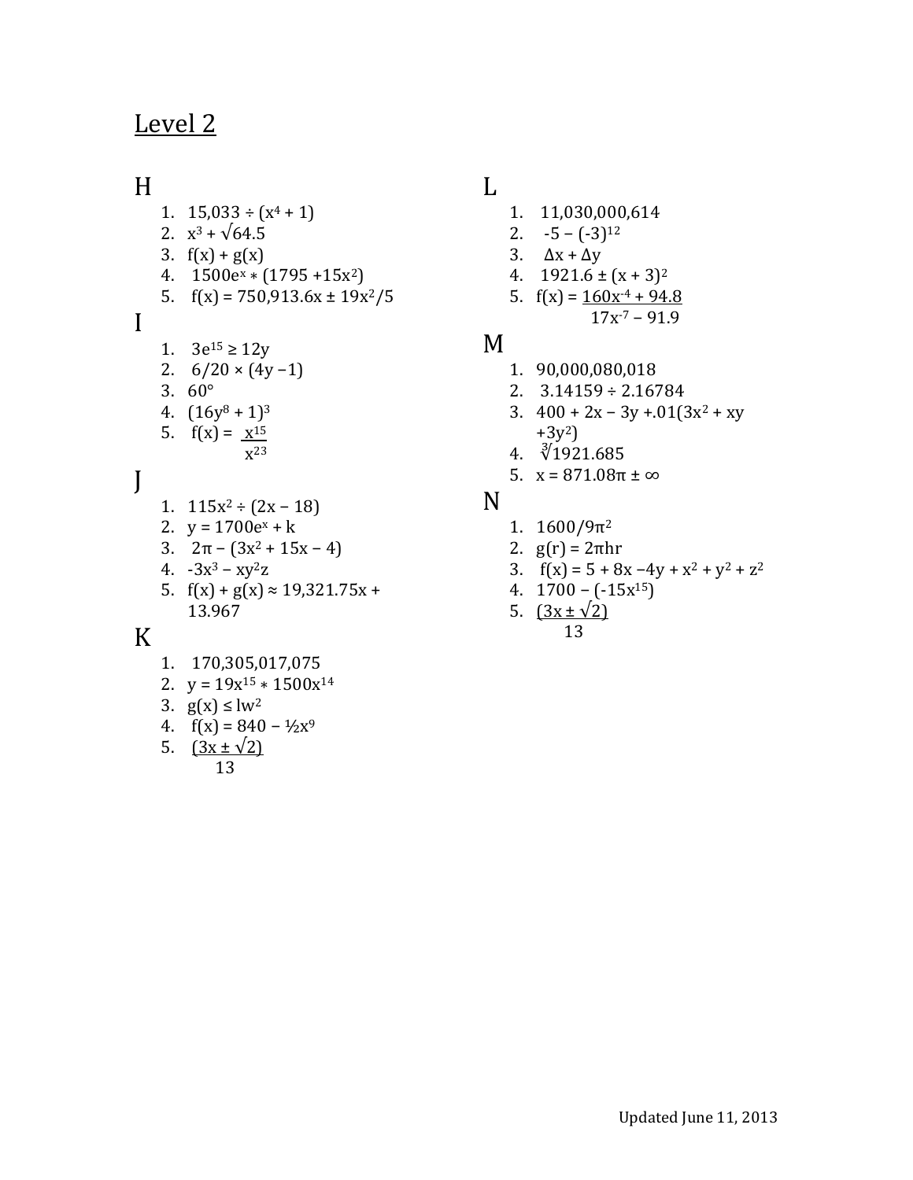# Level 2

## H

1. $15{,}033 \div (x^4 + 1)$
2. $x^3 + \sqrt{64.5}$
3. $f(x) + g(x)$
4. $1500e^x * (1795 + 15x^2)$
5. $f(x) = 750{,}913.6x \pm 19x^2/5$

## I

1. $3e^{15} \geq 12y$
2. $6/20 \times (4y - 1)$
3. $60°$
4. $(16y^8 + 1)^3$
5. $f(x) = \dfrac{x^{15}}{x^{23}}$

## J

1. $115x^2 \div (2x - 18)$
2. $y = 1700e^x + k$
3. $2\pi - (3x^2 + 15x - 4)$
4. $-3x^3 - xy^2z$
5. $f(x) + g(x) \approx 19{,}321.75x + 13.967$

## K

1. 170,305,017,075
2. $y = 19x^{15} * 1500x^{14}$
3. $g(x) \leq lw^2$
4. $f(x) = 840 - ½x^9$
5. $\dfrac{(3x \pm \sqrt{2})}{13}$

## L

1. 11,030,000,614
2. $-5 - (-3)^{12}$
3. $\Delta x + \Delta y$
4. $1921.6 \pm (x + 3)^2$
5. $f(x) = \dfrac{160x^{-4} + 94.8}{17x^{-7} - 91.9}$

## M

1. 90,000,080,018
2. $3.14159 \div 2.16784$
3. $400 + 2x - 3y + .01(3x^2 + xy + 3y^2)$
4. $\sqrt[3]{1921.685}$
5. $x = 871.08\pi \pm \infty$

## N

1. $1600/9\pi^2$
2. $g(r) = 2\pi hr$
3. $f(x) = 5 + 8x - 4y + x^2 + y^2 + z^2$
4. $1700 - (-15x^{15})$
5. $\dfrac{(3x \pm \sqrt{2})}{13}$

Updated June 11, 2013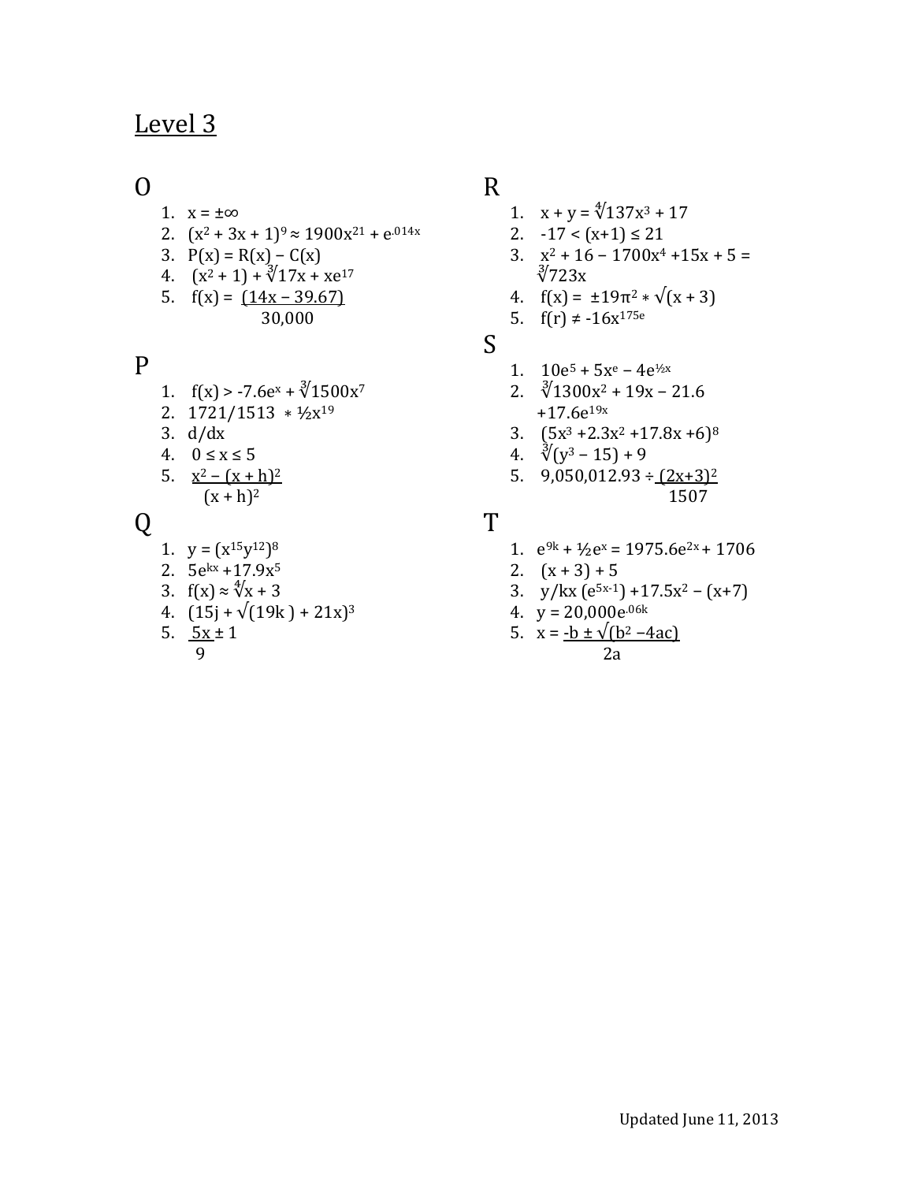# Level 3

## O

1. $x = \pm\infty$
2. $(x^2 + 3x + 1)^9 \approx 1900x^{21} + e^{.014x}$
3. $P(x) = R(x) - C(x)$
4. $(x^2 + 1) + \sqrt[3]{17x} + xe^{17}$
5. $f(x) = \dfrac{(14x - 39.67)}{30{,}000}$

## P

1. $f(x) > -7.6e^x + \sqrt[3]{1500x^7}$
2. $1721/1513 * \frac{1}{2}x^{19}$
3. $d/dx$
4. $0 \le x \le 5$
5. $\dfrac{x^2 - (x + h)^2}{(x + h)^2}$

## Q

1. $y = (x^{15}y^{12})^8$
2. $5e^{kx} + 17.9x^5$
3. $f(x) \approx \sqrt[4]{x} + 3$
4. $(15j + \sqrt{(19k)} + 21x)^3$
5. $\dfrac{5x}{9} \pm 1$

## R

1. $x + y = \sqrt[4]{137x^3} + 17$
2. $-17 < (x+1) \le 21$
3. $x^2 + 16 - 1700x^4 + 15x + 5 = \sqrt[3]{723x}$
4. $f(x) = \pm 19\pi^2 * \sqrt{(x + 3)}$
5. $f(r) \neq -16x^{175e}$

## S

1. $10e^5 + 5x^e - 4e^{\frac{1}{2}x}$
2. $\sqrt[3]{1300x^2} + 19x - 21.6 + 17.6e^{19x}$
3. $(5x^3 + 2.3x^2 + 17.8x + 6)^8$
4. $\sqrt[3]{(y^3 - 15)} + 9$
5. $9{,}050{,}012.93 \div \dfrac{(2x+3)^2}{1507}$

## T

1. $e^{9k} + \frac{1}{2}e^x = 1975.6e^{2x} + 1706$
2. $(x + 3) + 5$
3. $y/kx\,(e^{5x-1}) + 17.5x^2 - (x+7)$
4. $y = 20{,}000e^{.06k}$
5. $x = \dfrac{-b \pm \sqrt{(b^2 - 4ac)}}{2a}$

Updated June 11, 2013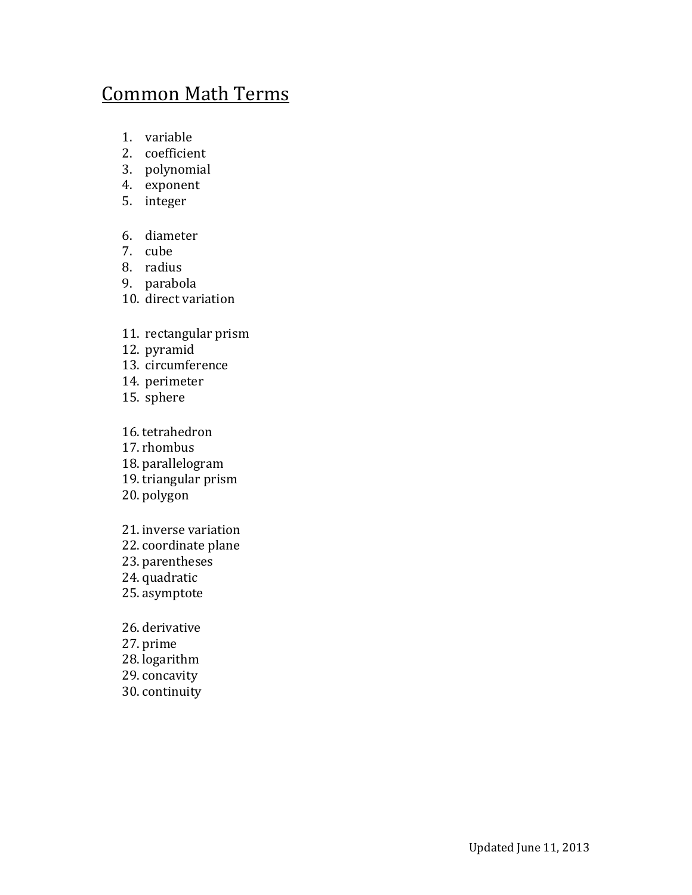# Common Math Terms

1. variable
2. coefficient
3. polynomial
4. exponent
5. integer

6. diameter
7. cube
8. radius
9. parabola
10. direct variation

11. rectangular prism
12. pyramid
13. circumference
14. perimeter
15. sphere

16. tetrahedron
17. rhombus
18. parallelogram
19. triangular prism
20. polygon

21. inverse variation
22. coordinate plane
23. parentheses
24. quadratic
25. asymptote

26. derivative
27. prime
28. logarithm
29. concavity
30. continuity

Updated June 11, 2013